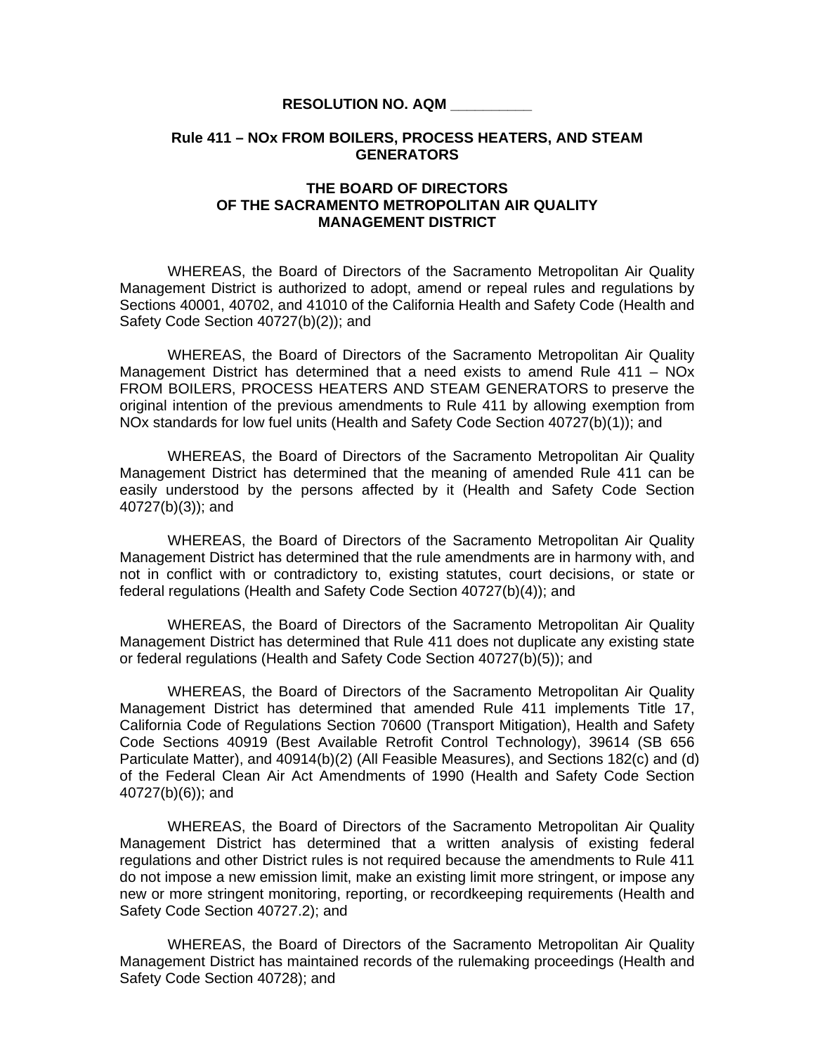**RESOLUTION NO. AQM __________**

**Rule 411 – NOx FROM BOILERS, PROCESS HEATERS, AND STEAM GENERATORS**

**THE BOARD OF DIRECTORS**
**OF THE SACRAMENTO METROPOLITAN AIR QUALITY MANAGEMENT DISTRICT**

WHEREAS, the Board of Directors of the Sacramento Metropolitan Air Quality Management District is authorized to adopt, amend or repeal rules and regulations by Sections 40001, 40702, and 41010 of the California Health and Safety Code (Health and Safety Code Section 40727(b)(2)); and

WHEREAS, the Board of Directors of the Sacramento Metropolitan Air Quality Management District has determined that a need exists to amend Rule 411 – NOx FROM BOILERS, PROCESS HEATERS AND STEAM GENERATORS to preserve the original intention of the previous amendments to Rule 411 by allowing exemption from NOx standards for low fuel units (Health and Safety Code Section 40727(b)(1)); and

WHEREAS, the Board of Directors of the Sacramento Metropolitan Air Quality Management District has determined that the meaning of amended Rule 411 can be easily understood by the persons affected by it (Health and Safety Code Section 40727(b)(3)); and

WHEREAS, the Board of Directors of the Sacramento Metropolitan Air Quality Management District has determined that the rule amendments are in harmony with, and not in conflict with or contradictory to, existing statutes, court decisions, or state or federal regulations (Health and Safety Code Section 40727(b)(4)); and

WHEREAS, the Board of Directors of the Sacramento Metropolitan Air Quality Management District has determined that Rule 411 does not duplicate any existing state or federal regulations (Health and Safety Code Section 40727(b)(5)); and

WHEREAS, the Board of Directors of the Sacramento Metropolitan Air Quality Management District has determined that amended Rule 411 implements Title 17, California Code of Regulations Section 70600 (Transport Mitigation), Health and Safety Code Sections 40919 (Best Available Retrofit Control Technology), 39614 (SB 656 Particulate Matter), and 40914(b)(2) (All Feasible Measures), and Sections 182(c) and (d) of the Federal Clean Air Act Amendments of 1990 (Health and Safety Code Section 40727(b)(6)); and

WHEREAS, the Board of Directors of the Sacramento Metropolitan Air Quality Management District has determined that a written analysis of existing federal regulations and other District rules is not required because the amendments to Rule 411 do not impose a new emission limit, make an existing limit more stringent, or impose any new or more stringent monitoring, reporting, or recordkeeping requirements (Health and Safety Code Section 40727.2); and

WHEREAS, the Board of Directors of the Sacramento Metropolitan Air Quality Management District has maintained records of the rulemaking proceedings (Health and Safety Code Section 40728); and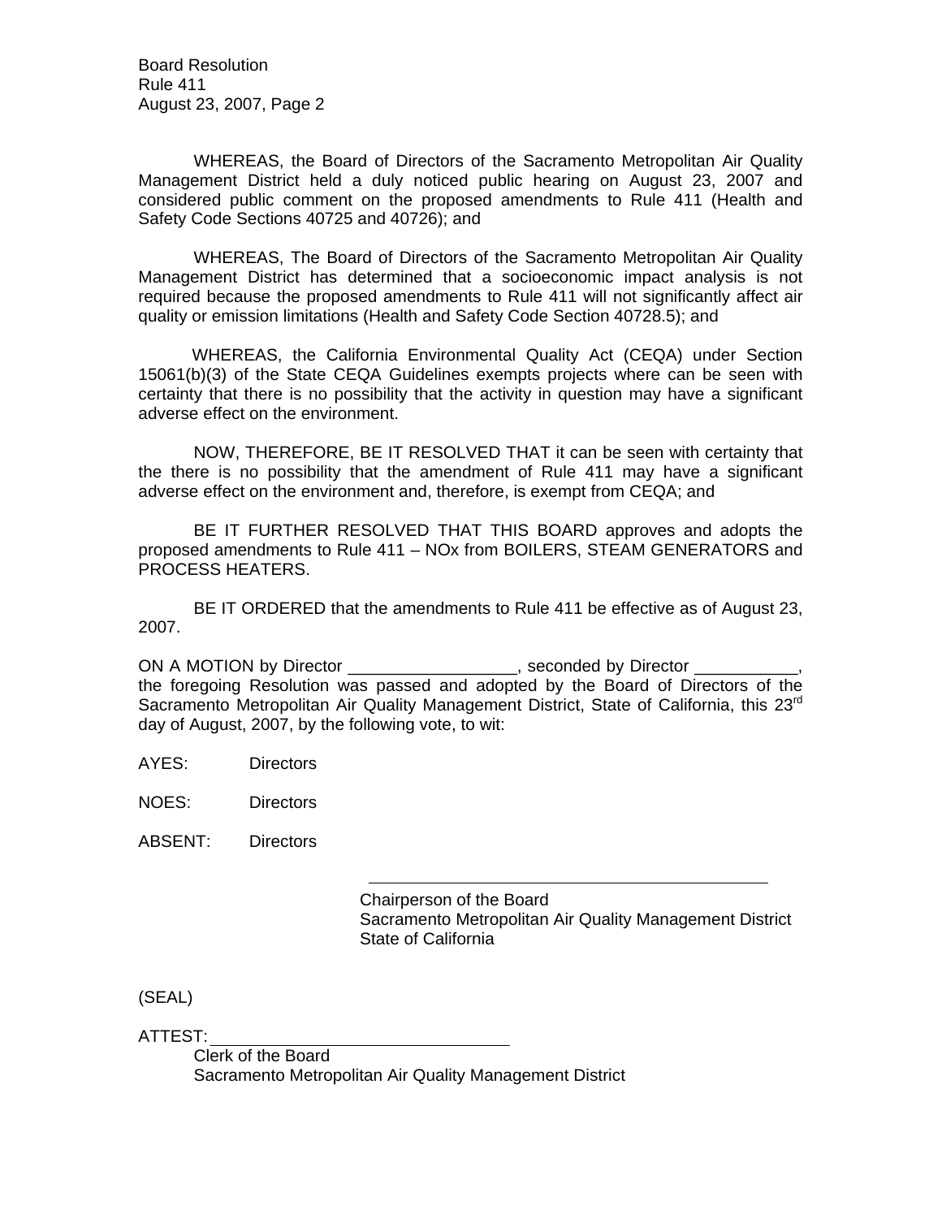WHEREAS, the Board of Directors of the Sacramento Metropolitan Air Quality Management District held a duly noticed public hearing on August 23, 2007 and considered public comment on the proposed amendments to Rule 411 (Health and Safety Code Sections 40725 and 40726); and

WHEREAS, The Board of Directors of the Sacramento Metropolitan Air Quality Management District has determined that a socioeconomic impact analysis is not required because the proposed amendments to Rule 411 will not significantly affect air quality or emission limitations (Health and Safety Code Section 40728.5); and

WHEREAS, the California Environmental Quality Act (CEQA) under Section 15061(b)(3) of the State CEQA Guidelines exempts projects where can be seen with certainty that there is no possibility that the activity in question may have a significant adverse effect on the environment.

NOW, THEREFORE, BE IT RESOLVED THAT it can be seen with certainty that the there is no possibility that the amendment of Rule 411 may have a significant adverse effect on the environment and, therefore, is exempt from CEQA; and

BE IT FURTHER RESOLVED THAT THIS BOARD approves and adopts the proposed amendments to Rule 411 – NOx from BOILERS, STEAM GENERATORS and PROCESS HEATERS.

BE IT ORDERED that the amendments to Rule 411 be effective as of August 23, 2007.

ON A MOTION by Director __________________, seconded by Director ___________, the foregoing Resolution was passed and adopted by the Board of Directors of the Sacramento Metropolitan Air Quality Management District, State of California, this 23rd day of August, 2007, by the following vote, to wit:

AYES: Directors

NOES: Directors

ABSENT: Directors

_____________________________________________

Chairperson of the Board
Sacramento Metropolitan Air Quality Management District
State of California

(SEAL)

ATTEST: _________________________________

Clerk of the Board
Sacramento Metropolitan Air Quality Management District